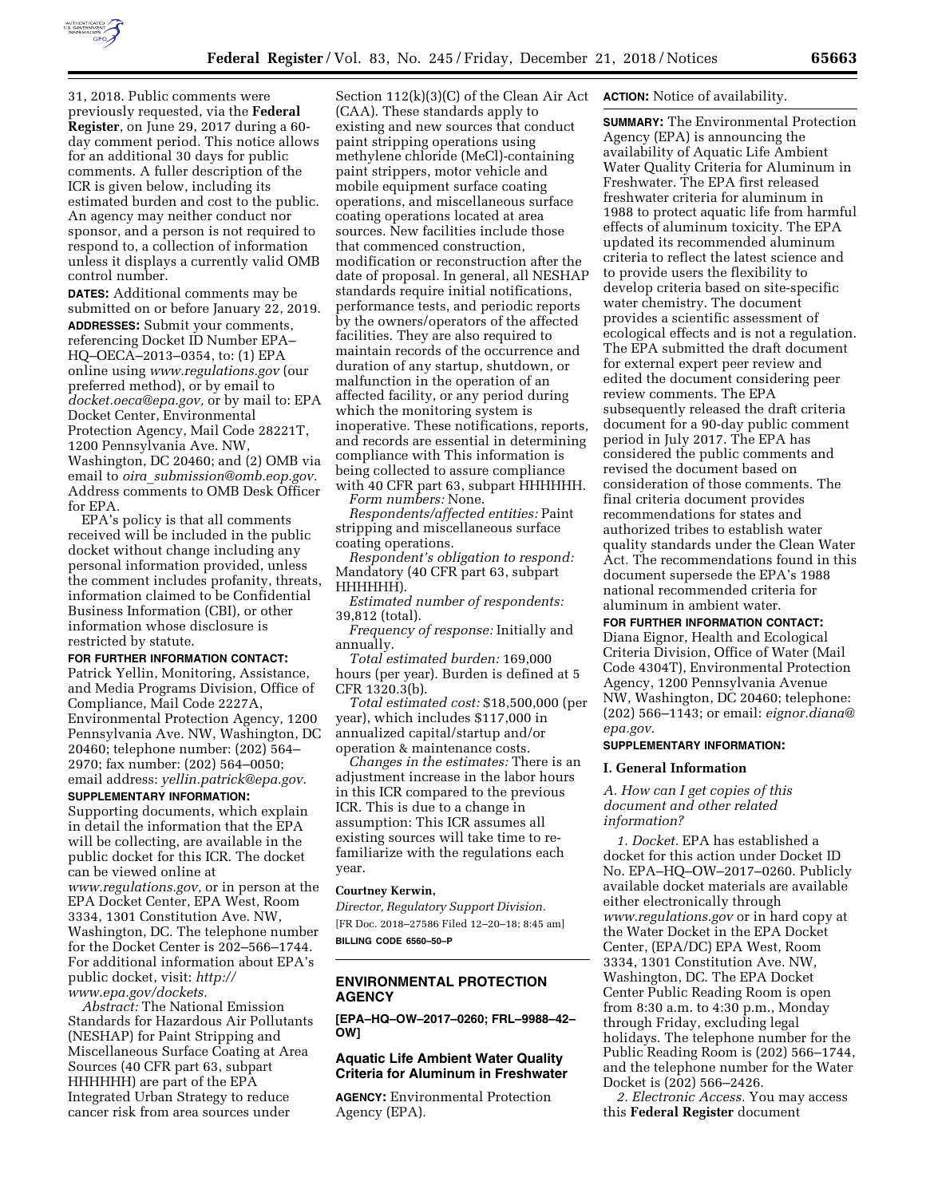31, 2018. Public comments were previously requested, via the **Federal Register**, on June 29, 2017 during a 60-day comment period. This notice allows for an additional 30 days for public comments. A fuller description of the ICR is given below, including its estimated burden and cost to the public. An agency may neither conduct nor sponsor, and a person is not required to respond to, a collection of information unless it displays a currently valid OMB control number.

**DATES:** Additional comments may be submitted on or before January 22, 2019.

**ADDRESSES:** Submit your comments, referencing Docket ID Number EPA–HQ–OECA–2013–0354, to: (1) EPA online using *www.regulations.gov* (our preferred method), or by email to *docket.oeca@epa.gov,* or by mail to: EPA Docket Center, Environmental Protection Agency, Mail Code 28221T, 1200 Pennsylvania Ave. NW, Washington, DC 20460; and (2) OMB via email to *oira_submission@omb.eop.gov.* Address comments to OMB Desk Officer for EPA.

EPA's policy is that all comments received will be included in the public docket without change including any personal information provided, unless the comment includes profanity, threats, information claimed to be Confidential Business Information (CBI), or other information whose disclosure is restricted by statute.

**FOR FURTHER INFORMATION CONTACT:** Patrick Yellin, Monitoring, Assistance, and Media Programs Division, Office of Compliance, Mail Code 2227A, Environmental Protection Agency, 1200 Pennsylvania Ave. NW, Washington, DC 20460; telephone number: (202) 564–2970; fax number: (202) 564–0050; email address: *yellin.patrick@epa.gov.*

**SUPPLEMENTARY INFORMATION:** Supporting documents, which explain in detail the information that the EPA will be collecting, are available in the public docket for this ICR. The docket can be viewed online at *www.regulations.gov,* or in person at the EPA Docket Center, EPA West, Room 3334, 1301 Constitution Ave. NW, Washington, DC. The telephone number for the Docket Center is 202–566–1744. For additional information about EPA's public docket, visit: *http://www.epa.gov/dockets.*

*Abstract:* The National Emission Standards for Hazardous Air Pollutants (NESHAP) for Paint Stripping and Miscellaneous Surface Coating at Area Sources (40 CFR part 63, subpart HHHHHH) are part of the EPA Integrated Urban Strategy to reduce cancer risk from area sources under Section 112(k)(3)(C) of the Clean Air Act (CAA). These standards apply to existing and new sources that conduct paint stripping operations using methylene chloride (MeCl)-containing paint strippers, motor vehicle and mobile equipment surface coating operations, and miscellaneous surface coating operations located at area sources. New facilities include those that commenced construction, modification or reconstruction after the date of proposal. In general, all NESHAP standards require initial notifications, performance tests, and periodic reports by the owners/operators of the affected facilities. They are also required to maintain records of the occurrence and duration of any startup, shutdown, or malfunction in the operation of an affected facility, or any period during which the monitoring system is inoperative. These notifications, reports, and records are essential in determining compliance with This information is being collected to assure compliance with 40 CFR part 63, subpart HHHHHH.

*Form numbers:* None.

*Respondents/affected entities:* Paint stripping and miscellaneous surface coating operations.

*Respondent's obligation to respond:* Mandatory (40 CFR part 63, subpart HHHHHH).

*Estimated number of respondents:* 39,812 (total).

*Frequency of response:* Initially and annually.

*Total estimated burden:* 169,000 hours (per year). Burden is defined at 5 CFR 1320.3(b).

*Total estimated cost:* $18,500,000 (per year), which includes $117,000 in annualized capital/startup and/or operation & maintenance costs.

*Changes in the estimates:* There is an adjustment increase in the labor hours in this ICR compared to the previous ICR. This is due to a change in assumption: This ICR assumes all existing sources will take time to re-familiarize with the regulations each year.

**Courtney Kerwin,**

*Director, Regulatory Support Division.*

[FR Doc. 2018–27586 Filed 12–20–18; 8:45 am]

**BILLING CODE 6560–50–P**

## ENVIRONMENTAL PROTECTION AGENCY

**[EPA–HQ–OW–2017–0260; FRL–9988–42–OW]**

### Aquatic Life Ambient Water Quality Criteria for Aluminum in Freshwater

**AGENCY:** Environmental Protection Agency (EPA).

**ACTION:** Notice of availability.

**SUMMARY:** The Environmental Protection Agency (EPA) is announcing the availability of Aquatic Life Ambient Water Quality Criteria for Aluminum in Freshwater. The EPA first released freshwater criteria for aluminum in 1988 to protect aquatic life from harmful effects of aluminum toxicity. The EPA updated its recommended aluminum criteria to reflect the latest science and to provide users the flexibility to develop criteria based on site-specific water chemistry. The document provides a scientific assessment of ecological effects and is not a regulation. The EPA submitted the draft document for external expert peer review and edited the document considering peer review comments. The EPA subsequently released the draft criteria document for a 90-day public comment period in July 2017. The EPA has considered the public comments and revised the document based on consideration of those comments. The final criteria document provides recommendations for states and authorized tribes to establish water quality standards under the Clean Water Act. The recommendations found in this document supersede the EPA's 1988 national recommended criteria for aluminum in ambient water.

**FOR FURTHER INFORMATION CONTACT:** Diana Eignor, Health and Ecological Criteria Division, Office of Water (Mail Code 4304T), Environmental Protection Agency, 1200 Pennsylvania Avenue NW, Washington, DC 20460; telephone: (202) 566–1143; or email: *eignor.diana@epa.gov.*

**SUPPLEMENTARY INFORMATION:**

#### I. General Information

*A. How can I get copies of this document and other related information?*

*1. Docket.* EPA has established a docket for this action under Docket ID No. EPA–HQ–OW–2017–0260. Publicly available docket materials are available either electronically through *www.regulations.gov* or in hard copy at the Water Docket in the EPA Docket Center, (EPA/DC) EPA West, Room 3334, 1301 Constitution Ave. NW, Washington, DC. The EPA Docket Center Public Reading Room is open from 8:30 a.m. to 4:30 p.m., Monday through Friday, excluding legal holidays. The telephone number for the Public Reading Room is (202) 566–1744, and the telephone number for the Water Docket is (202) 566–2426.

*2. Electronic Access.* You may access this **Federal Register** document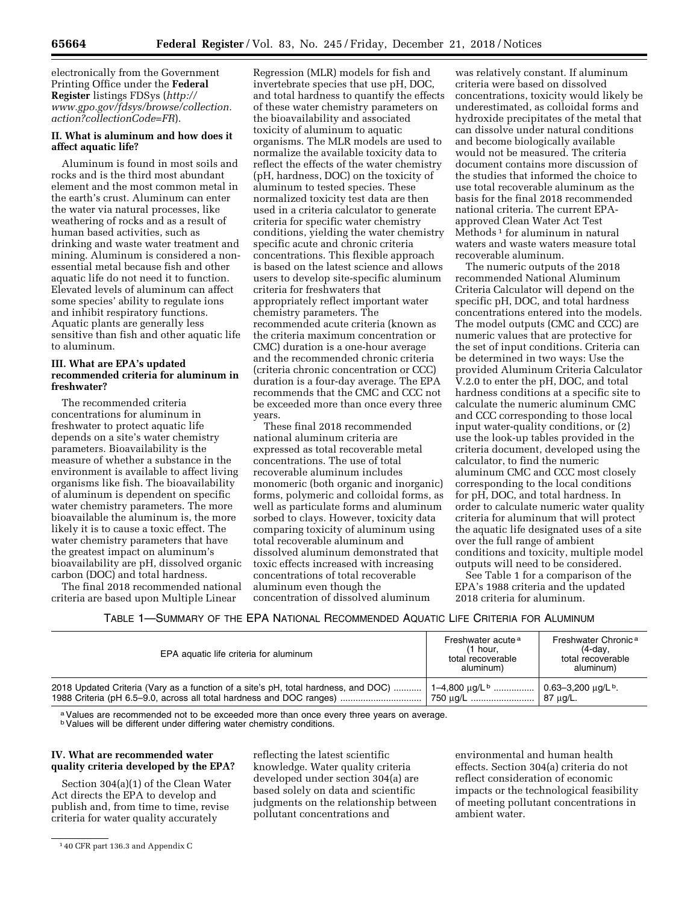electronically from the Government Printing Office under the **Federal Register** listings FDSys (*http://www.gpo.gov/fdsys/browse/collection.action?collectionCode=FR*).

## II. What is aluminum and how does it affect aquatic life?

Aluminum is found in most soils and rocks and is the third most abundant element and the most common metal in the earth's crust. Aluminum can enter the water via natural processes, like weathering of rocks and as a result of human based activities, such as drinking and waste water treatment and mining. Aluminum is considered a non-essential metal because fish and other aquatic life do not need it to function. Elevated levels of aluminum can affect some species' ability to regulate ions and inhibit respiratory functions. Aquatic plants are generally less sensitive than fish and other aquatic life to aluminum.

## III. What are EPA's updated recommended criteria for aluminum in freshwater?

The recommended criteria concentrations for aluminum in freshwater to protect aquatic life depends on a site's water chemistry parameters. Bioavailability is the measure of whether a substance in the environment is available to affect living organisms like fish. The bioavailability of aluminum is dependent on specific water chemistry parameters. The more bioavailable the aluminum is, the more likely it is to cause a toxic effect. The water chemistry parameters that have the greatest impact on aluminum's bioavailability are pH, dissolved organic carbon (DOC) and total hardness.

The final 2018 recommended national criteria are based upon Multiple Linear Regression (MLR) models for fish and invertebrate species that use pH, DOC, and total hardness to quantify the effects of these water chemistry parameters on the bioavailability and associated toxicity of aluminum to aquatic organisms. The MLR models are used to normalize the available toxicity data to reflect the effects of the water chemistry (pH, hardness, DOC) on the toxicity of aluminum to tested species. These normalized toxicity test data are then used in a criteria calculator to generate criteria for specific water chemistry conditions, yielding the water chemistry specific acute and chronic criteria concentrations. This flexible approach is based on the latest science and allows users to develop site-specific aluminum criteria for freshwaters that appropriately reflect important water chemistry parameters. The recommended acute criteria (known as the criteria maximum concentration or CMC) duration is a one-hour average and the recommended chronic criteria (criteria chronic concentration or CCC) duration is a four-day average. The EPA recommends that the CMC and CCC not be exceeded more than once every three years.

These final 2018 recommended national aluminum criteria are expressed as total recoverable metal concentrations. The use of total recoverable aluminum includes monomeric (both organic and inorganic) forms, polymeric and colloidal forms, as well as particulate forms and aluminum sorbed to clays. However, toxicity data comparing toxicity of aluminum using total recoverable aluminum and dissolved aluminum demonstrated that toxic effects increased with increasing concentrations of total recoverable aluminum even though the concentration of dissolved aluminum was relatively constant. If aluminum criteria were based on dissolved concentrations, toxicity would likely be underestimated, as colloidal forms and hydroxide precipitates of the metal that can dissolve under natural conditions and become biologically available would not be measured. The criteria document contains more discussion of the studies that informed the choice to use total recoverable aluminum as the basis for the final 2018 recommended national criteria. The current EPA-approved Clean Water Act Test Methods [1] for aluminum in natural waters and waste waters measure total recoverable aluminum.

The numeric outputs of the 2018 recommended National Aluminum Criteria Calculator will depend on the specific pH, DOC, and total hardness concentrations entered into the models. The model outputs (CMC and CCC) are numeric values that are protective for the set of input conditions. Criteria can be determined in two ways: Use the provided Aluminum Criteria Calculator V.2.0 to enter the pH, DOC, and total hardness conditions at a specific site to calculate the numeric aluminum CMC and CCC corresponding to those local input water-quality conditions, or (2) use the look-up tables provided in the criteria document, developed using the calculator, to find the numeric aluminum CMC and CCC most closely corresponding to the local conditions for pH, DOC, and total hardness. In order to calculate numeric water quality criteria for aluminum that will protect the aquatic life designated uses of a site over the full range of ambient conditions and toxicity, multiple model outputs will need to be considered.

See Table 1 for a comparison of the EPA's 1988 criteria and the updated 2018 criteria for aluminum.

TABLE 1—SUMMARY OF THE EPA NATIONAL RECOMMENDED AQUATIC LIFE CRITERIA FOR ALUMINUM

| EPA aquatic life criteria for aluminum | Freshwater acute [a] (1 hour, total recoverable aluminum) | Freshwater Chronic [a] (4-day, total recoverable aluminum) |
|---|---|---|
| 2018 Updated Criteria (Vary as a function of a site's pH, total hardness, and DOC) | 1–4,800 µg/L [b] | 0.63–3,200 µg/L [b]. |
| 1988 Criteria (pH 6.5–9.0, across all total hardness and DOC ranges) | 750 µg/L | 87 µg/L. |

[a] Values are recommended not to be exceeded more than once every three years on average.
[b] Values will be different under differing water chemistry conditions.

## IV. What are recommended water quality criteria developed by the EPA?

Section 304(a)(1) of the Clean Water Act directs the EPA to develop and publish and, from time to time, revise criteria for water quality accurately reflecting the latest scientific knowledge. Water quality criteria developed under section 304(a) are based solely on data and scientific judgments on the relationship between pollutant concentrations and environmental and human health effects. Section 304(a) criteria do not reflect consideration of economic impacts or the technological feasibility of meeting pollutant concentrations in ambient water.

[1] 40 CFR part 136.3 and Appendix C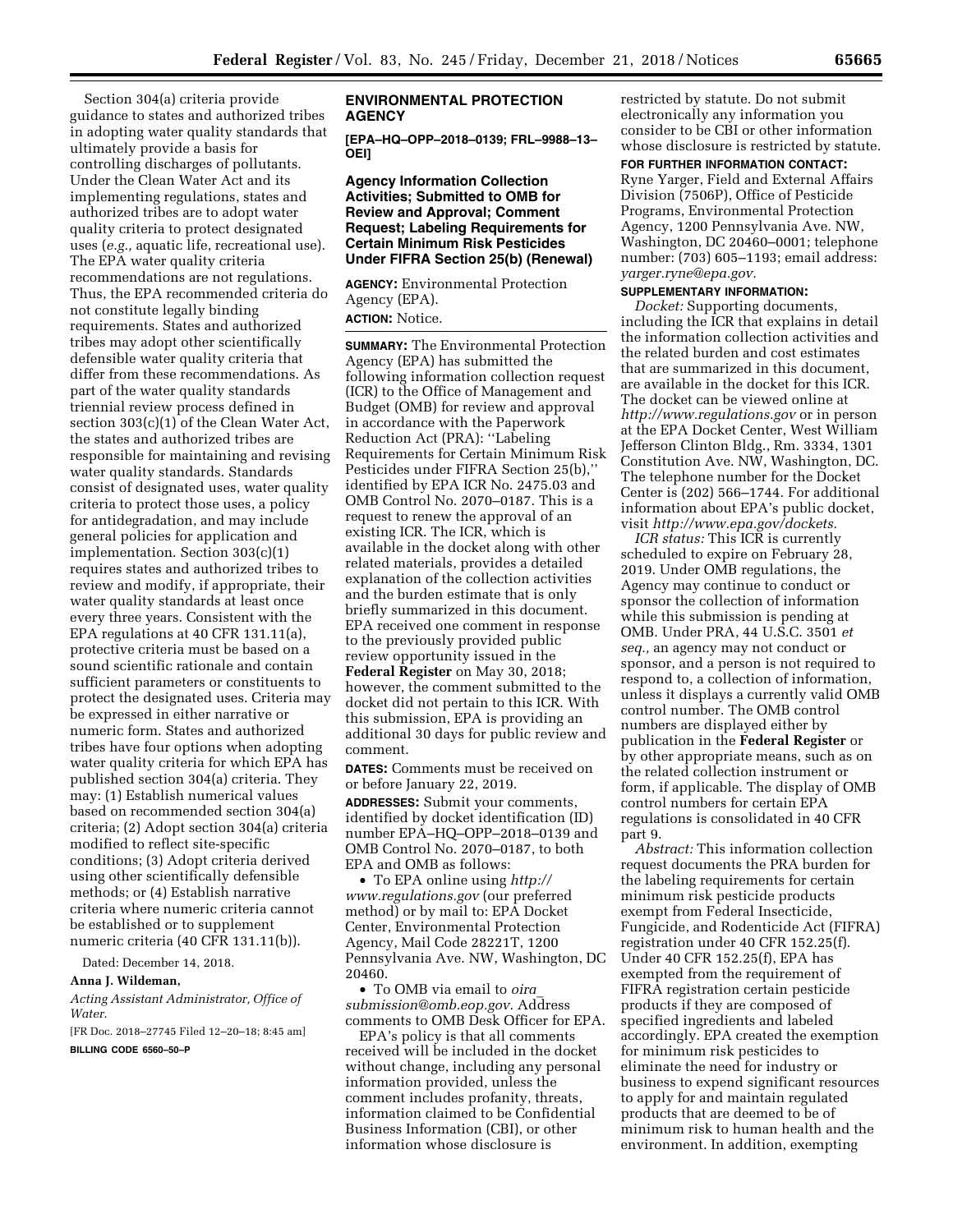Section 304(a) criteria provide guidance to states and authorized tribes in adopting water quality standards that ultimately provide a basis for controlling discharges of pollutants. Under the Clean Water Act and its implementing regulations, states and authorized tribes are to adopt water quality criteria to protect designated uses (*e.g.,* aquatic life, recreational use). The EPA water quality criteria recommendations are not regulations. Thus, the EPA recommended criteria do not constitute legally binding requirements. States and authorized tribes may adopt other scientifically defensible water quality criteria that differ from these recommendations. As part of the water quality standards triennial review process defined in section 303(c)(1) of the Clean Water Act, the states and authorized tribes are responsible for maintaining and revising water quality standards. Standards consist of designated uses, water quality criteria to protect those uses, a policy for antidegradation, and may include general policies for application and implementation. Section 303(c)(1) requires states and authorized tribes to review and modify, if appropriate, their water quality standards at least once every three years. Consistent with the EPA regulations at 40 CFR 131.11(a), protective criteria must be based on a sound scientific rationale and contain sufficient parameters or constituents to protect the designated uses. Criteria may be expressed in either narrative or numeric form. States and authorized tribes have four options when adopting water quality criteria for which EPA has published section 304(a) criteria. They may: (1) Establish numerical values based on recommended section 304(a) criteria; (2) Adopt section 304(a) criteria modified to reflect site-specific conditions; (3) Adopt criteria derived using other scientifically defensible methods; or (4) Establish narrative criteria where numeric criteria cannot be established or to supplement numeric criteria (40 CFR 131.11(b)).

Dated: December 14, 2018.

**Anna J. Wildeman,**

*Acting Assistant Administrator, Office of Water.*

[FR Doc. 2018–27745 Filed 12–20–18; 8:45 am]

**BILLING CODE 6560–50–P**

## ENVIRONMENTAL PROTECTION AGENCY

**[EPA–HQ–OPP–2018–0139; FRL–9988–13–OEI]**

### Agency Information Collection Activities; Submitted to OMB for Review and Approval; Comment Request; Labeling Requirements for Certain Minimum Risk Pesticides Under FIFRA Section 25(b) (Renewal)

**AGENCY:** Environmental Protection Agency (EPA).

**ACTION:** Notice.

**SUMMARY:** The Environmental Protection Agency (EPA) has submitted the following information collection request (ICR) to the Office of Management and Budget (OMB) for review and approval in accordance with the Paperwork Reduction Act (PRA): ''Labeling Requirements for Certain Minimum Risk Pesticides under FIFRA Section 25(b),'' identified by EPA ICR No. 2475.03 and OMB Control No. 2070–0187. This is a request to renew the approval of an existing ICR. The ICR, which is available in the docket along with other related materials, provides a detailed explanation of the collection activities and the burden estimate that is only briefly summarized in this document. EPA received one comment in response to the previously provided public review opportunity issued in the **Federal Register** on May 30, 2018; however, the comment submitted to the docket did not pertain to this ICR. With this submission, EPA is providing an additional 30 days for public review and comment.

**DATES:** Comments must be received on or before January 22, 2019.

**ADDRESSES:** Submit your comments, identified by docket identification (ID) number EPA–HQ–OPP–2018–0139 and OMB Control No. 2070–0187, to both EPA and OMB as follows:

- To EPA online using *http://www.regulations.gov* (our preferred method) or by mail to: EPA Docket Center, Environmental Protection Agency, Mail Code 28221T, 1200 Pennsylvania Ave. NW, Washington, DC 20460.
- To OMB via email to *oira_submission@omb.eop.gov.* Address comments to OMB Desk Officer for EPA.

EPA's policy is that all comments received will be included in the docket without change, including any personal information provided, unless the comment includes profanity, threats, information claimed to be Confidential Business Information (CBI), or other information whose disclosure is restricted by statute. Do not submit electronically any information you consider to be CBI or other information whose disclosure is restricted by statute.

**FOR FURTHER INFORMATION CONTACT:** Ryne Yarger, Field and External Affairs Division (7506P), Office of Pesticide Programs, Environmental Protection Agency, 1200 Pennsylvania Ave. NW, Washington, DC 20460–0001; telephone number: (703) 605–1193; email address: *yarger.ryne@epa.gov.*

**SUPPLEMENTARY INFORMATION:**

*Docket:* Supporting documents, including the ICR that explains in detail the information collection activities and the related burden and cost estimates that are summarized in this document, are available in the docket for this ICR. The docket can be viewed online at *http://www.regulations.gov* or in person at the EPA Docket Center, West William Jefferson Clinton Bldg., Rm. 3334, 1301 Constitution Ave. NW, Washington, DC. The telephone number for the Docket Center is (202) 566–1744. For additional information about EPA's public docket, visit *http://www.epa.gov/dockets.*

*ICR status:* This ICR is currently scheduled to expire on February 28, 2019. Under OMB regulations, the Agency may continue to conduct or sponsor the collection of information while this submission is pending at OMB. Under PRA, 44 U.S.C. 3501 *et seq.,* an agency may not conduct or sponsor, and a person is not required to respond to, a collection of information, unless it displays a currently valid OMB control number. The OMB control numbers are displayed either by publication in the **Federal Register** or by other appropriate means, such as on the related collection instrument or form, if applicable. The display of OMB control numbers for certain EPA regulations is consolidated in 40 CFR part 9.

*Abstract:* This information collection request documents the PRA burden for the labeling requirements for certain minimum risk pesticide products exempt from Federal Insecticide, Fungicide, and Rodenticide Act (FIFRA) registration under 40 CFR 152.25(f). Under 40 CFR 152.25(f), EPA has exempted from the requirement of FIFRA registration certain pesticide products if they are composed of specified ingredients and labeled accordingly. EPA created the exemption for minimum risk pesticides to eliminate the need for industry or business to expend significant resources to apply for and maintain regulated products that are deemed to be of minimum risk to human health and the environment. In addition, exempting